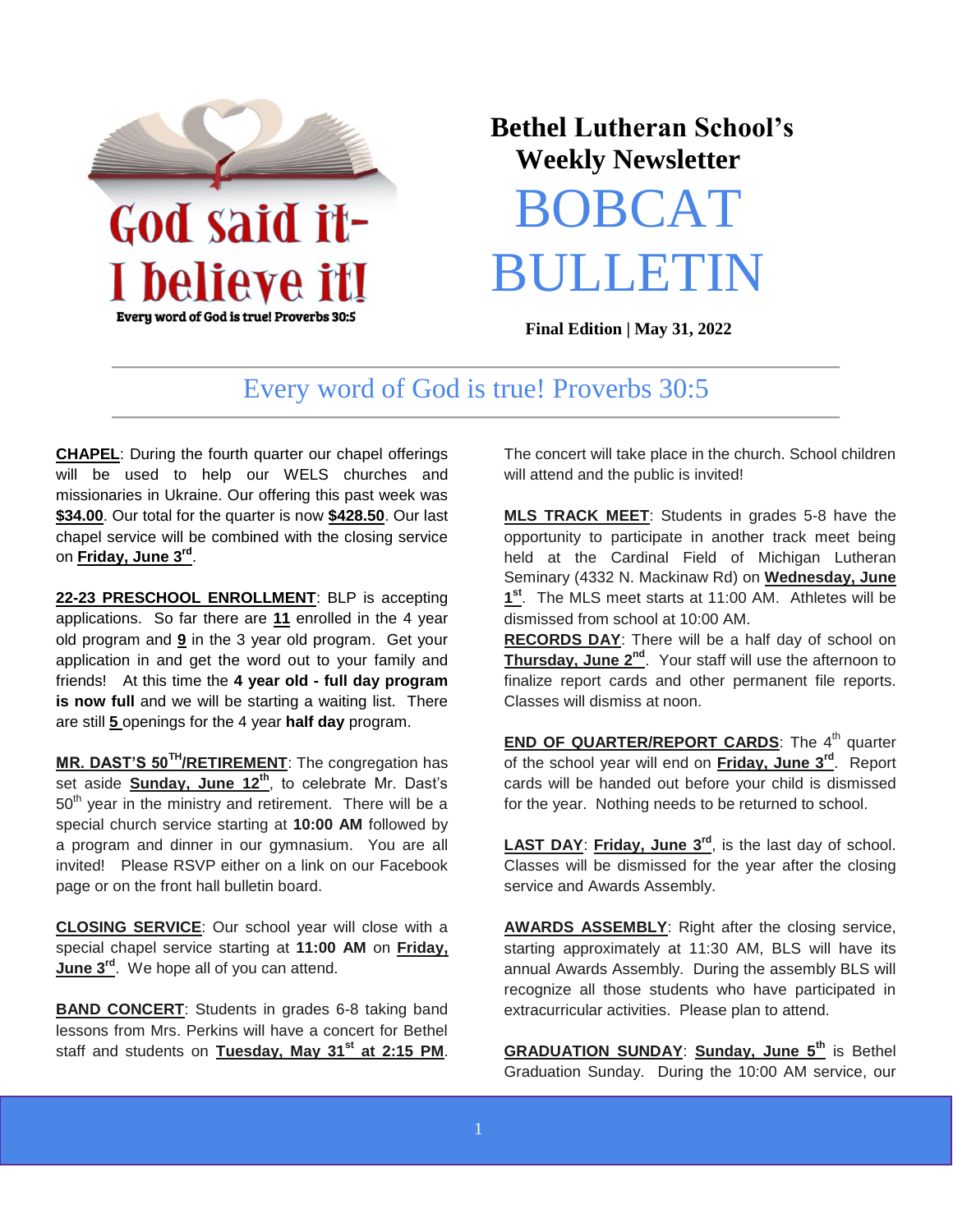God said it- I believe it!

Every word of God is true! Proverbs 30:5

# Bethel Lutheran School's Weekly Newsletter

# BOBCAT BULLETIN

**Final Edition | May 31, 2022**

## Every word of God is true! Proverbs 30:5

**CHAPEL**: During the fourth quarter our chapel offerings will be used to help our WELS churches and missionaries in Ukraine. Our offering this past week was **$34.00**. Our total for the quarter is now **$428.50**. Our last chapel service will be combined with the closing service on **Friday, June 3rd**.

**22-23 PRESCHOOL ENROLLMENT**: BLP is accepting applications. So far there are **11** enrolled in the 4 year old program and **9** in the 3 year old program. Get your application in and get the word out to your family and friends! At this time the **4 year old - full day program is now full** and we will be starting a waiting list. There are still **5** openings for the 4 year **half day** program.

**MR. DAST'S 50TH/RETIREMENT**: The congregation has set aside **Sunday, June 12th**, to celebrate Mr. Dast's 50th year in the ministry and retirement. There will be a special church service starting at **10:00 AM** followed by a program and dinner in our gymnasium. You are all invited! Please RSVP either on a link on our Facebook page or on the front hall bulletin board.

**CLOSING SERVICE**: Our school year will close with a special chapel service starting at **11:00 AM** on **Friday, June 3rd**. We hope all of you can attend.

**BAND CONCERT**: Students in grades 6-8 taking band lessons from Mrs. Perkins will have a concert for Bethel staff and students on **Tuesday, May 31st at 2:15 PM**. The concert will take place in the church. School children will attend and the public is invited!

**MLS TRACK MEET**: Students in grades 5-8 have the opportunity to participate in another track meet being held at the Cardinal Field of Michigan Lutheran Seminary (4332 N. Mackinaw Rd) on **Wednesday, June 1st**. The MLS meet starts at 11:00 AM. Athletes will be dismissed from school at 10:00 AM.

**RECORDS DAY**: There will be a half day of school on **Thursday, June 2nd**. Your staff will use the afternoon to finalize report cards and other permanent file reports. Classes will dismiss at noon.

**END OF QUARTER/REPORT CARDS**: The 4th quarter of the school year will end on **Friday, June 3rd**. Report cards will be handed out before your child is dismissed for the year. Nothing needs to be returned to school.

**LAST DAY**: **Friday, June 3rd**, is the last day of school. Classes will be dismissed for the year after the closing service and Awards Assembly.

**AWARDS ASSEMBLY**: Right after the closing service, starting approximately at 11:30 AM, BLS will have its annual Awards Assembly. During the assembly BLS will recognize all those students who have participated in extracurricular activities. Please plan to attend.

**GRADUATION SUNDAY**: **Sunday, June 5th** is Bethel Graduation Sunday. During the 10:00 AM service, our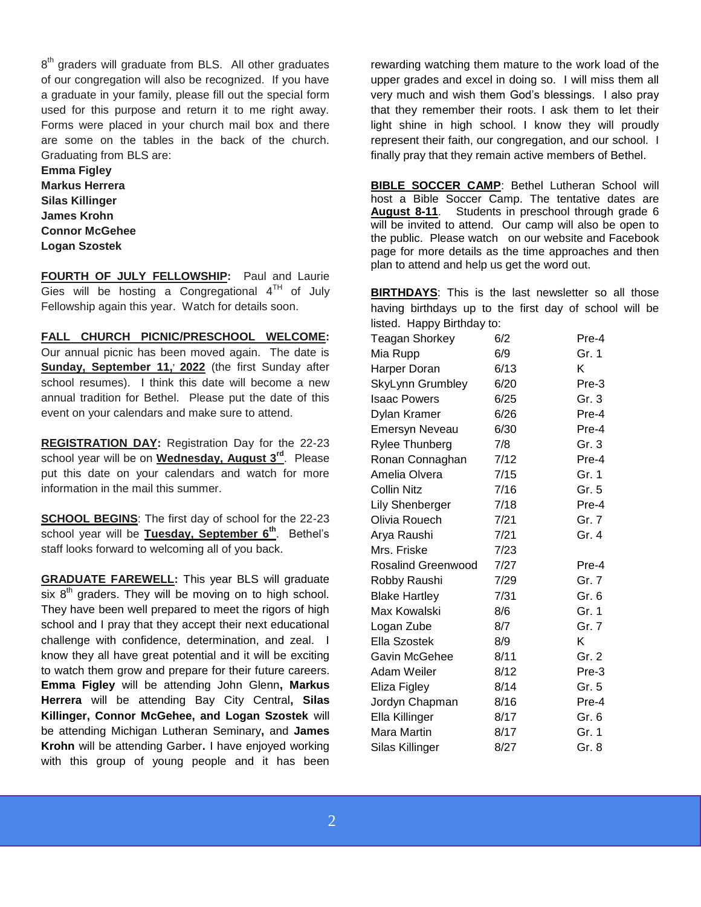8th graders will graduate from BLS. All other graduates of our congregation will also be recognized. If you have a graduate in your family, please fill out the special form used for this purpose and return it to me right away. Forms were placed in your church mail box and there are some on the tables in the back of the church. Graduating from BLS are:

**Emma Figley**
**Markus Herrera**
**Silas Killinger**
**James Krohn**
**Connor McGehee**
**Logan Szostek**

**FOURTH OF JULY FELLOWSHIP:** Paul and Laurie Gies will be hosting a Congregational 4TH of July Fellowship again this year. Watch for details soon.

**FALL CHURCH PICNIC/PRESCHOOL WELCOME:** Our annual picnic has been moved again. The date is **Sunday, September 11,' 2022** (the first Sunday after school resumes). I think this date will become a new annual tradition for Bethel. Please put the date of this event on your calendars and make sure to attend.

**REGISTRATION DAY:** Registration Day for the 22-23 school year will be on **Wednesday, August 3rd**. Please put this date on your calendars and watch for more information in the mail this summer.

**SCHOOL BEGINS**: The first day of school for the 22-23 school year will be **Tuesday, September 6th**. Bethel's staff looks forward to welcoming all of you back.

**GRADUATE FAREWELL:** This year BLS will graduate six 8th graders. They will be moving on to high school. They have been well prepared to meet the rigors of high school and I pray that they accept their next educational challenge with confidence, determination, and zeal. I know they all have great potential and it will be exciting to watch them grow and prepare for their future careers. **Emma Figley** will be attending John Glenn**, Markus Herrera** will be attending Bay City Central**, Silas Killinger, Connor McGehee, and Logan Szostek** will be attending Michigan Lutheran Seminary**,** and **James Krohn** will be attending Garber**.** I have enjoyed working with this group of young people and it has been rewarding watching them mature to the work load of the upper grades and excel in doing so. I will miss them all very much and wish them God's blessings. I also pray that they remember their roots. I ask them to let their light shine in high school. I know they will proudly represent their faith, our congregation, and our school. I finally pray that they remain active members of Bethel.

**BIBLE SOCCER CAMP**: Bethel Lutheran School will host a Bible Soccer Camp. The tentative dates are **August 8-11**. Students in preschool through grade 6 will be invited to attend. Our camp will also be open to the public. Please watch on our website and Facebook page for more details as the time approaches and then plan to attend and help us get the word out.

**BIRTHDAYS**: This is the last newsletter so all those having birthdays up to the first day of school will be listed. Happy Birthday to:

| Name | Date | Grade |
|---|---|---|
| Teagan Shorkey | 6/2 | Pre-4 |
| Mia Rupp | 6/9 | Gr. 1 |
| Harper Doran | 6/13 | K |
| SkyLynn Grumbley | 6/20 | Pre-3 |
| Isaac Powers | 6/25 | Gr. 3 |
| Dylan Kramer | 6/26 | Pre-4 |
| Emersyn Neveau | 6/30 | Pre-4 |
| Rylee Thunberg | 7/8 | Gr. 3 |
| Ronan Connaghan | 7/12 | Pre-4 |
| Amelia Olvera | 7/15 | Gr. 1 |
| Collin Nitz | 7/16 | Gr. 5 |
| Lily Shenberger | 7/18 | Pre-4 |
| Olivia Rouech | 7/21 | Gr. 7 |
| Arya Raushi | 7/21 | Gr. 4 |
| Mrs. Friske | 7/23 | |
| Rosalind Greenwood | 7/27 | Pre-4 |
| Robby Raushi | 7/29 | Gr. 7 |
| Blake Hartley | 7/31 | Gr. 6 |
| Max Kowalski | 8/6 | Gr. 1 |
| Logan Zube | 8/7 | Gr. 7 |
| Ella Szostek | 8/9 | K |
| Gavin McGehee | 8/11 | Gr. 2 |
| Adam Weiler | 8/12 | Pre-3 |
| Eliza Figley | 8/14 | Gr. 5 |
| Jordyn Chapman | 8/16 | Pre-4 |
| Ella Killinger | 8/17 | Gr. 6 |
| Mara Martin | 8/17 | Gr. 1 |
| Silas Killinger | 8/27 | Gr. 8 |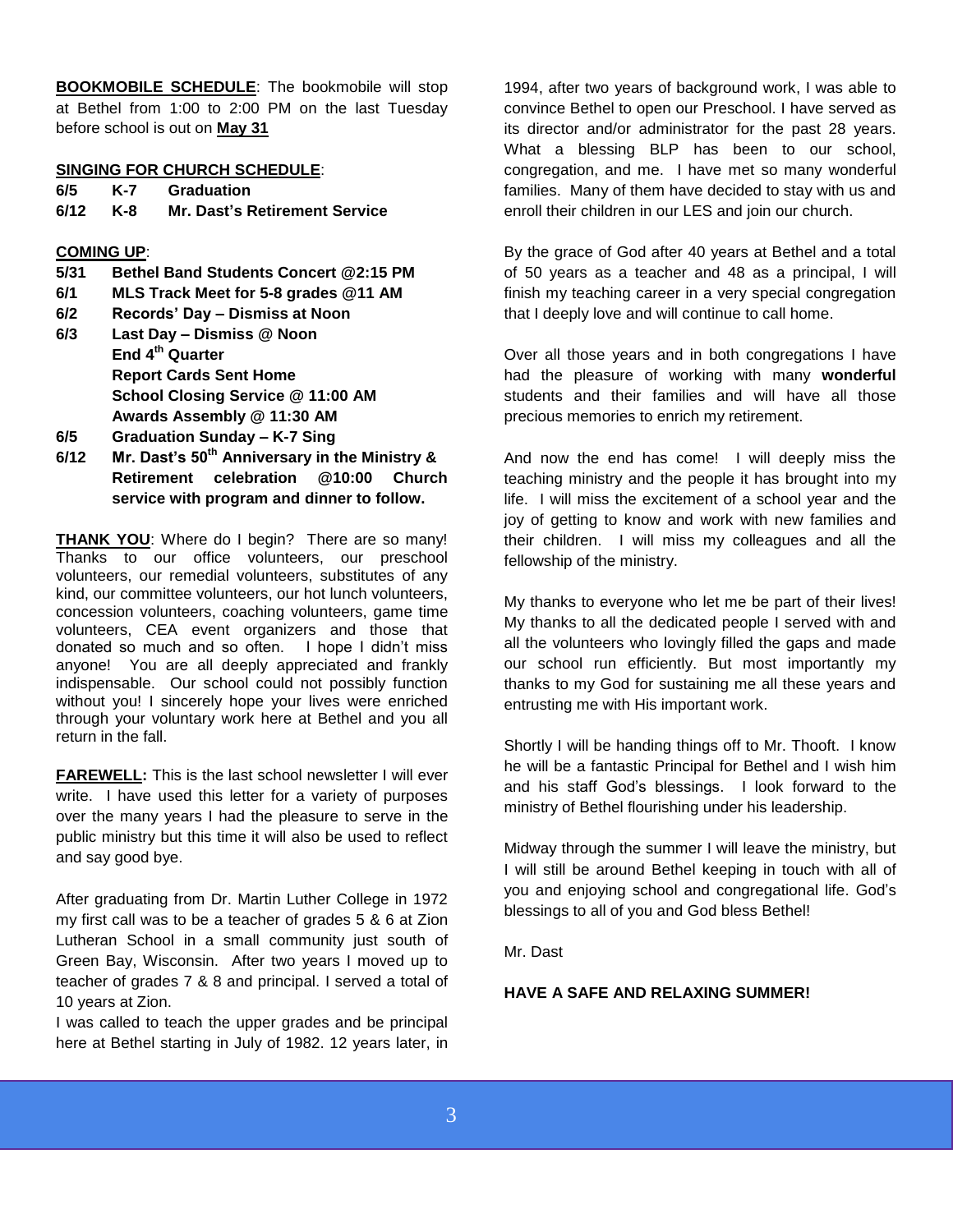**BOOKMOBILE SCHEDULE**: The bookmobile will stop at Bethel from 1:00 to 2:00 PM on the last Tuesday before school is out on **May 31**

**SINGING FOR CHURCH SCHEDULE**:

**6/5 K-7 Graduation**

**6/12 K-8 Mr. Dast's Retirement Service**

**COMING UP**:

**5/31 Bethel Band Students Concert @2:15 PM**

**6/1 MLS Track Meet for 5-8 grades @11 AM**

**6/2 Records' Day – Dismiss at Noon**

**6/3 Last Day – Dismiss @ Noon**
**End 4th Quarter**
**Report Cards Sent Home**
**School Closing Service @ 11:00 AM**
**Awards Assembly @ 11:30 AM**

**6/5 Graduation Sunday – K-7 Sing**

**6/12 Mr. Dast's 50th Anniversary in the Ministry & Retirement celebration @10:00 Church service with program and dinner to follow.**

**THANK YOU**: Where do I begin? There are so many! Thanks to our office volunteers, our preschool volunteers, our remedial volunteers, substitutes of any kind, our committee volunteers, our hot lunch volunteers, concession volunteers, coaching volunteers, game time volunteers, CEA event organizers and those that donated so much and so often. I hope I didn't miss anyone! You are all deeply appreciated and frankly indispensable. Our school could not possibly function without you! I sincerely hope your lives were enriched through your voluntary work here at Bethel and you all return in the fall.

**FAREWELL:** This is the last school newsletter I will ever write. I have used this letter for a variety of purposes over the many years I had the pleasure to serve in the public ministry but this time it will also be used to reflect and say good bye.

After graduating from Dr. Martin Luther College in 1972 my first call was to be a teacher of grades 5 & 6 at Zion Lutheran School in a small community just south of Green Bay, Wisconsin. After two years I moved up to teacher of grades 7 & 8 and principal. I served a total of 10 years at Zion.

I was called to teach the upper grades and be principal here at Bethel starting in July of 1982. 12 years later, in 1994, after two years of background work, I was able to convince Bethel to open our Preschool. I have served as its director and/or administrator for the past 28 years. What a blessing BLP has been to our school, congregation, and me. I have met so many wonderful families. Many of them have decided to stay with us and enroll their children in our LES and join our church.

By the grace of God after 40 years at Bethel and a total of 50 years as a teacher and 48 as a principal, I will finish my teaching career in a very special congregation that I deeply love and will continue to call home.

Over all those years and in both congregations I have had the pleasure of working with many **wonderful** students and their families and will have all those precious memories to enrich my retirement.

And now the end has come! I will deeply miss the teaching ministry and the people it has brought into my life. I will miss the excitement of a school year and the joy of getting to know and work with new families and their children. I will miss my colleagues and all the fellowship of the ministry.

My thanks to everyone who let me be part of their lives! My thanks to all the dedicated people I served with and all the volunteers who lovingly filled the gaps and made our school run efficiently. But most importantly my thanks to my God for sustaining me all these years and entrusting me with His important work.

Shortly I will be handing things off to Mr. Thooft. I know he will be a fantastic Principal for Bethel and I wish him and his staff God's blessings. I look forward to the ministry of Bethel flourishing under his leadership.

Midway through the summer I will leave the ministry, but I will still be around Bethel keeping in touch with all of you and enjoying school and congregational life. God's blessings to all of you and God bless Bethel!

Mr. Dast

**HAVE A SAFE AND RELAXING SUMMER!**